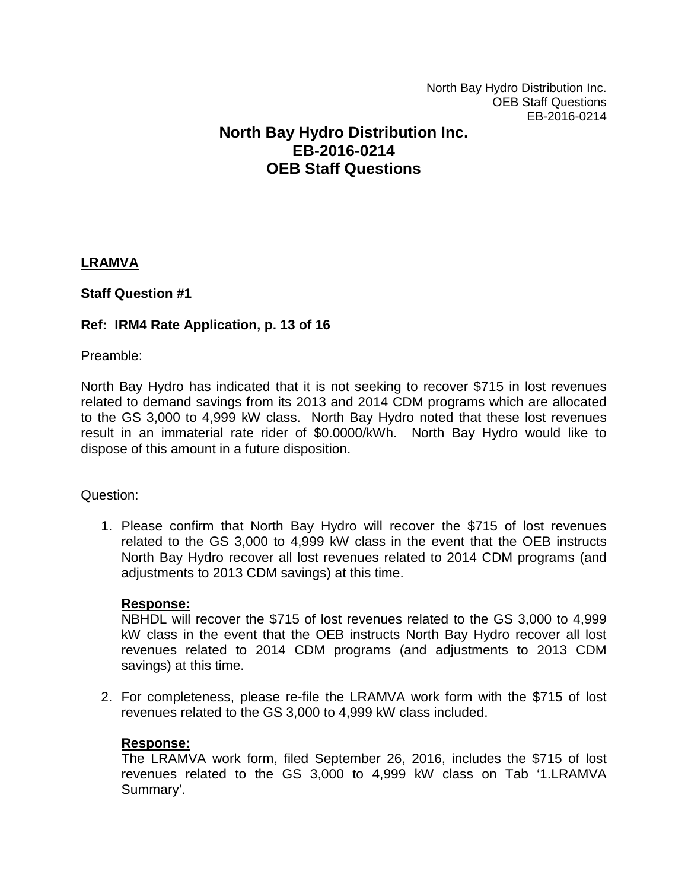# North Bay Hydro Distribution Inc.
# EB-2016-0214
# OEB Staff Questions

**LRAMVA**

**Staff Question #1**

**Ref: IRM4 Rate Application, p. 13 of 16**

Preamble:

North Bay Hydro has indicated that it is not seeking to recover $715 in lost revenues related to demand savings from its 2013 and 2014 CDM programs which are allocated to the GS 3,000 to 4,999 kW class. North Bay Hydro noted that these lost revenues result in an immaterial rate rider of $0.0000/kWh. North Bay Hydro would like to dispose of this amount in a future disposition.

Question:

1. Please confirm that North Bay Hydro will recover the $715 of lost revenues related to the GS 3,000 to 4,999 kW class in the event that the OEB instructs North Bay Hydro recover all lost revenues related to 2014 CDM programs (and adjustments to 2013 CDM savings) at this time.

   **Response:**
   NBHDL will recover the $715 of lost revenues related to the GS 3,000 to 4,999 kW class in the event that the OEB instructs North Bay Hydro recover all lost revenues related to 2014 CDM programs (and adjustments to 2013 CDM savings) at this time.

2. For completeness, please re-file the LRAMVA work form with the $715 of lost revenues related to the GS 3,000 to 4,999 kW class included.

   **Response:**
   The LRAMVA work form, filed September 26, 2016, includes the $715 of lost revenues related to the GS 3,000 to 4,999 kW class on Tab '1.LRAMVA Summary'.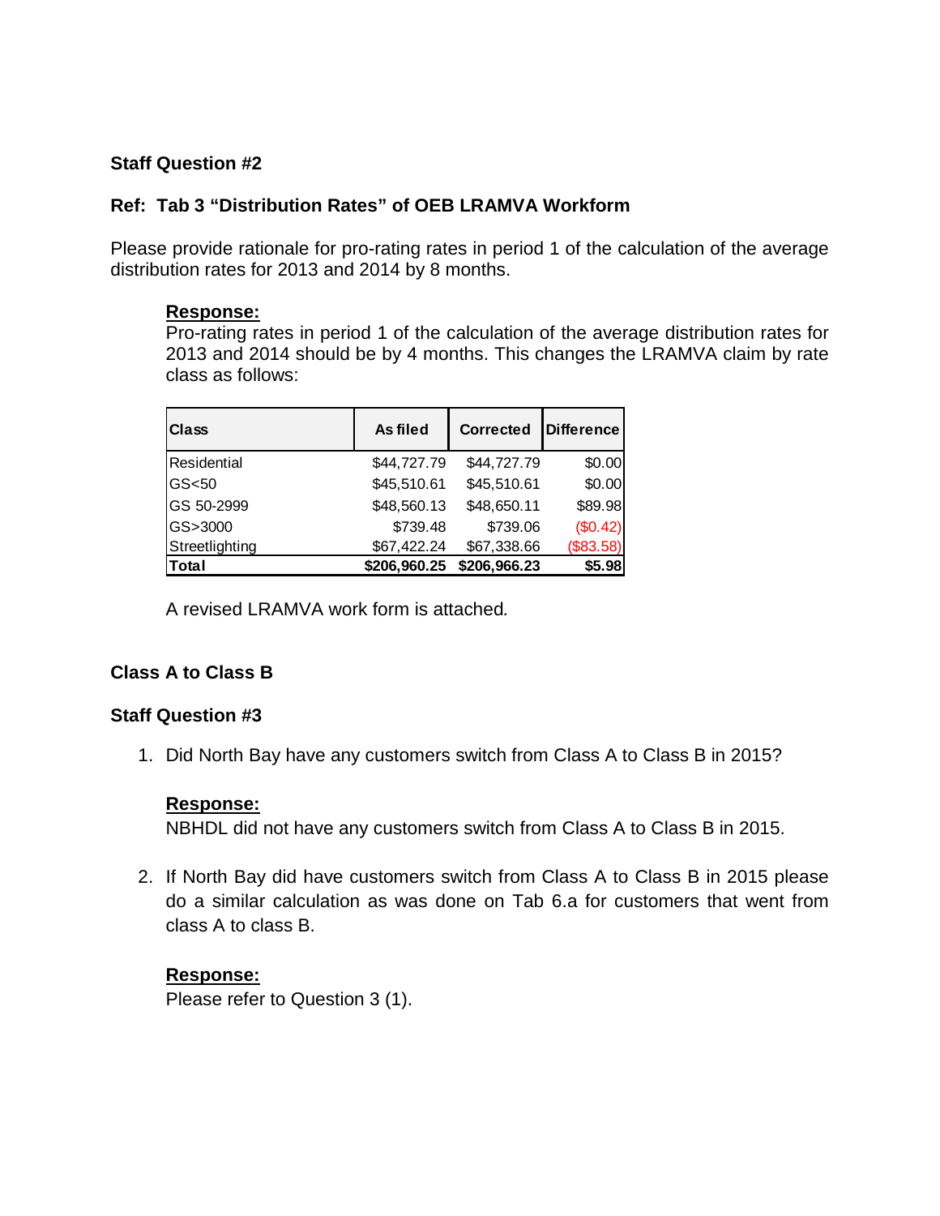**Staff Question #2**

**Ref: Tab 3 "Distribution Rates" of OEB LRAMVA Workform**

Please provide rationale for pro-rating rates in period 1 of the calculation of the average distribution rates for 2013 and 2014 by 8 months.

**Response:**

Pro-rating rates in period 1 of the calculation of the average distribution rates for 2013 and 2014 should be by 4 months. This changes the LRAMVA claim by rate class as follows:

| Class | As filed | Corrected | Difference |
|---|---|---|---|
| Residential | $44,727.79 | $44,727.79 | $0.00 |
| GS<50 | $45,510.61 | $45,510.61 | $0.00 |
| GS 50-2999 | $48,560.13 | $48,650.11 | $89.98 |
| GS>3000 | $739.48 | $739.06 | ($0.42) |
| Streetlighting | $67,422.24 | $67,338.66 | ($83.58) |
| **Total** | **$206,960.25** | **$206,966.23** | **$5.98** |

A revised LRAMVA work form is attached.

**Class A to Class B**

**Staff Question #3**

1. Did North Bay have any customers switch from Class A to Class B in 2015?

   **Response:**

   NBHDL did not have any customers switch from Class A to Class B in 2015.

2. If North Bay did have customers switch from Class A to Class B in 2015 please do a similar calculation as was done on Tab 6.a for customers that went from class A to class B.

   **Response:**

   Please refer to Question 3 (1).